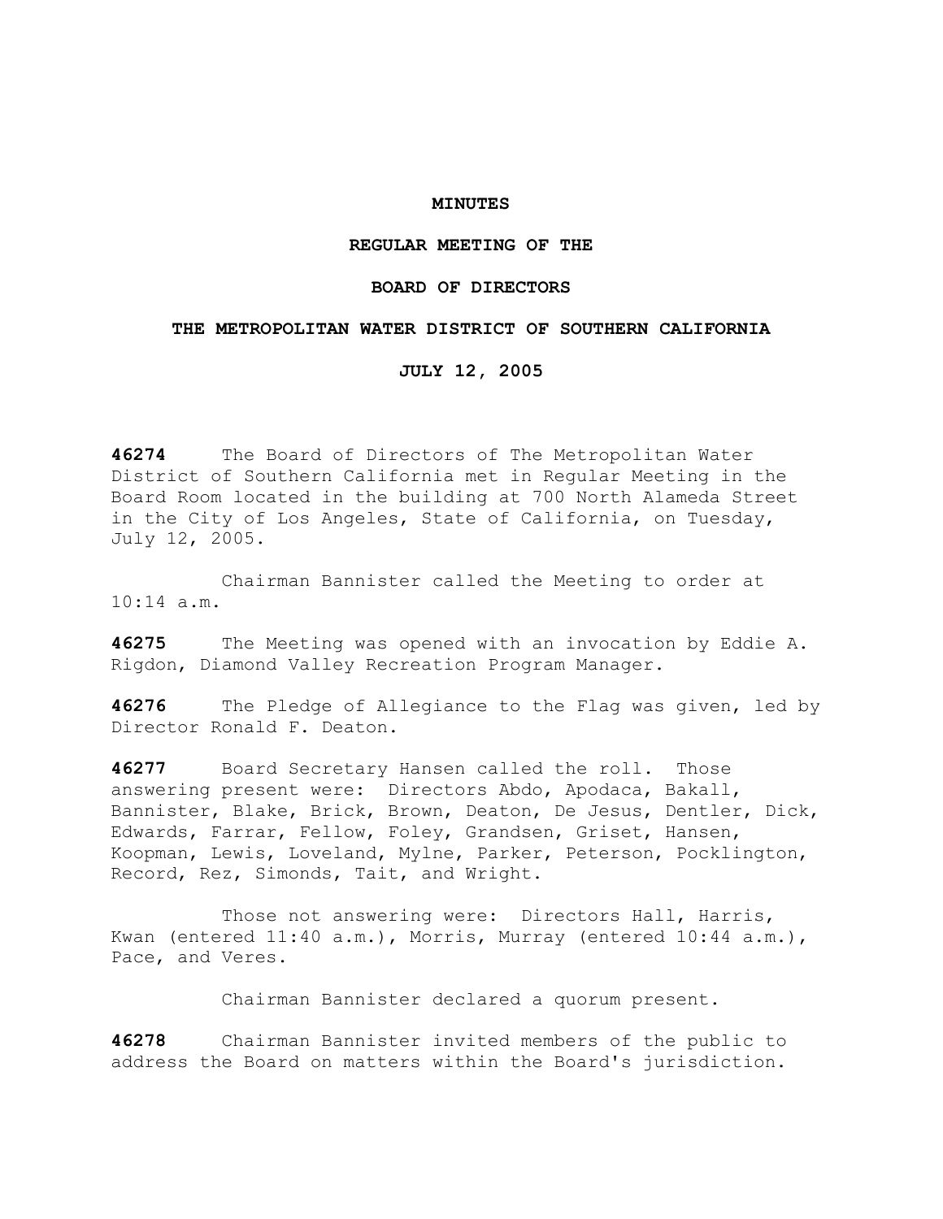**MINUTES**

**REGULAR MEETING OF THE**

**BOARD OF DIRECTORS**

**THE METROPOLITAN WATER DISTRICT OF SOUTHERN CALIFORNIA**

**JULY 12, 2005**

**46274** The Board of Directors of The Metropolitan Water District of Southern California met in Regular Meeting in the Board Room located in the building at 700 North Alameda Street in the City of Los Angeles, State of California, on Tuesday, July 12, 2005.

Chairman Bannister called the Meeting to order at 10:14 a.m.

**46275** The Meeting was opened with an invocation by Eddie A. Rigdon, Diamond Valley Recreation Program Manager.

**46276** The Pledge of Allegiance to the Flag was given, led by Director Ronald F. Deaton.

**46277** Board Secretary Hansen called the roll. Those answering present were: Directors Abdo, Apodaca, Bakall, Bannister, Blake, Brick, Brown, Deaton, De Jesus, Dentler, Dick, Edwards, Farrar, Fellow, Foley, Grandsen, Griset, Hansen, Koopman, Lewis, Loveland, Mylne, Parker, Peterson, Pocklington, Record, Rez, Simonds, Tait, and Wright.

Those not answering were: Directors Hall, Harris, Kwan (entered 11:40 a.m.), Morris, Murray (entered 10:44 a.m.), Pace, and Veres.

Chairman Bannister declared a quorum present.

**46278** Chairman Bannister invited members of the public to address the Board on matters within the Board's jurisdiction.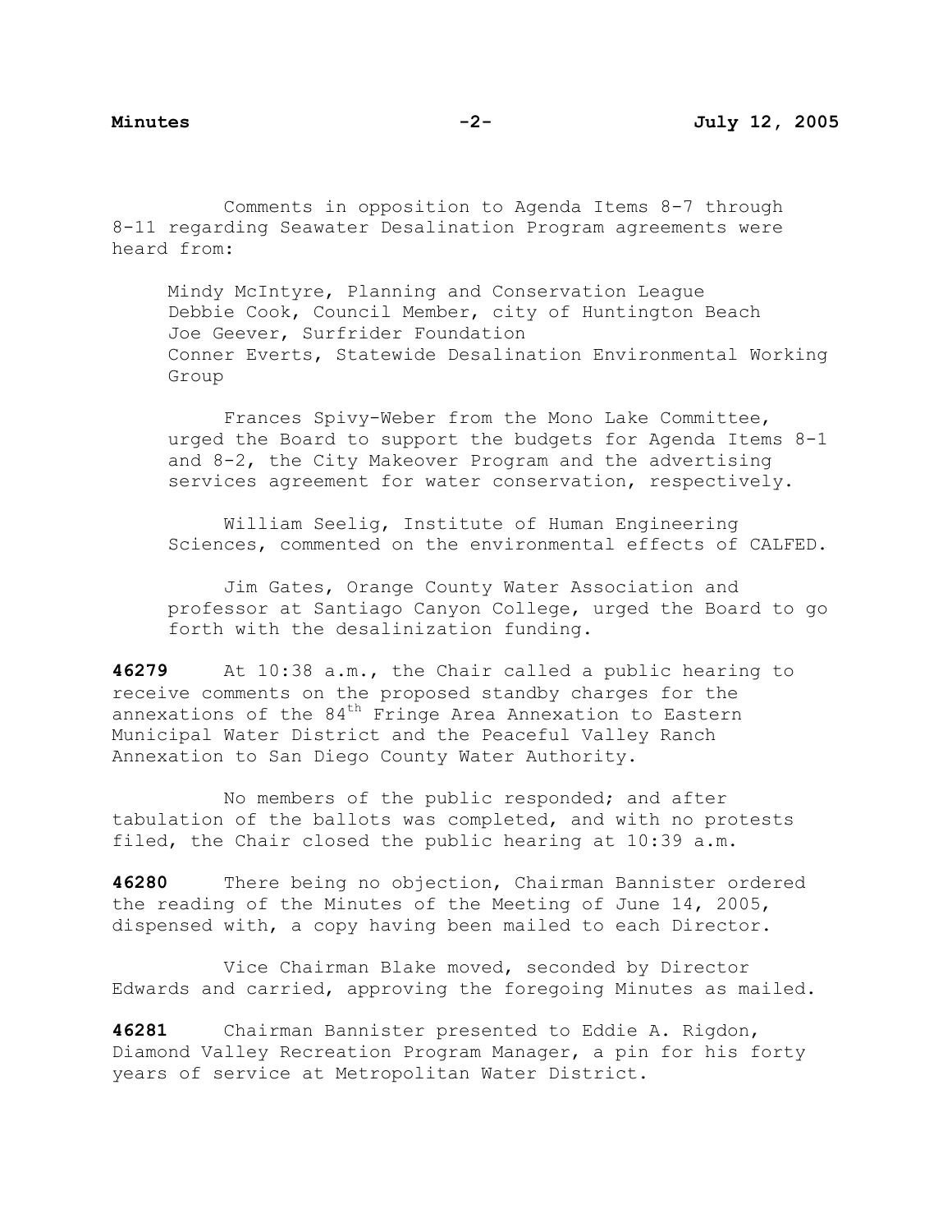Comments in opposition to Agenda Items 8-7 through 8-11 regarding Seawater Desalination Program agreements were heard from:

Mindy McIntyre, Planning and Conservation League
Debbie Cook, Council Member, city of Huntington Beach
Joe Geever, Surfrider Foundation
Conner Everts, Statewide Desalination Environmental Working Group

Frances Spivy-Weber from the Mono Lake Committee, urged the Board to support the budgets for Agenda Items 8-1 and 8-2, the City Makeover Program and the advertising services agreement for water conservation, respectively.

William Seelig, Institute of Human Engineering Sciences, commented on the environmental effects of CALFED.

Jim Gates, Orange County Water Association and professor at Santiago Canyon College, urged the Board to go forth with the desalinization funding.

**46279** At 10:38 a.m., the Chair called a public hearing to receive comments on the proposed standby charges for the annexations of the 84th Fringe Area Annexation to Eastern Municipal Water District and the Peaceful Valley Ranch Annexation to San Diego County Water Authority.

No members of the public responded; and after tabulation of the ballots was completed, and with no protests filed, the Chair closed the public hearing at 10:39 a.m.

**46280** There being no objection, Chairman Bannister ordered the reading of the Minutes of the Meeting of June 14, 2005, dispensed with, a copy having been mailed to each Director.

Vice Chairman Blake moved, seconded by Director Edwards and carried, approving the foregoing Minutes as mailed.

**46281** Chairman Bannister presented to Eddie A. Rigdon, Diamond Valley Recreation Program Manager, a pin for his forty years of service at Metropolitan Water District.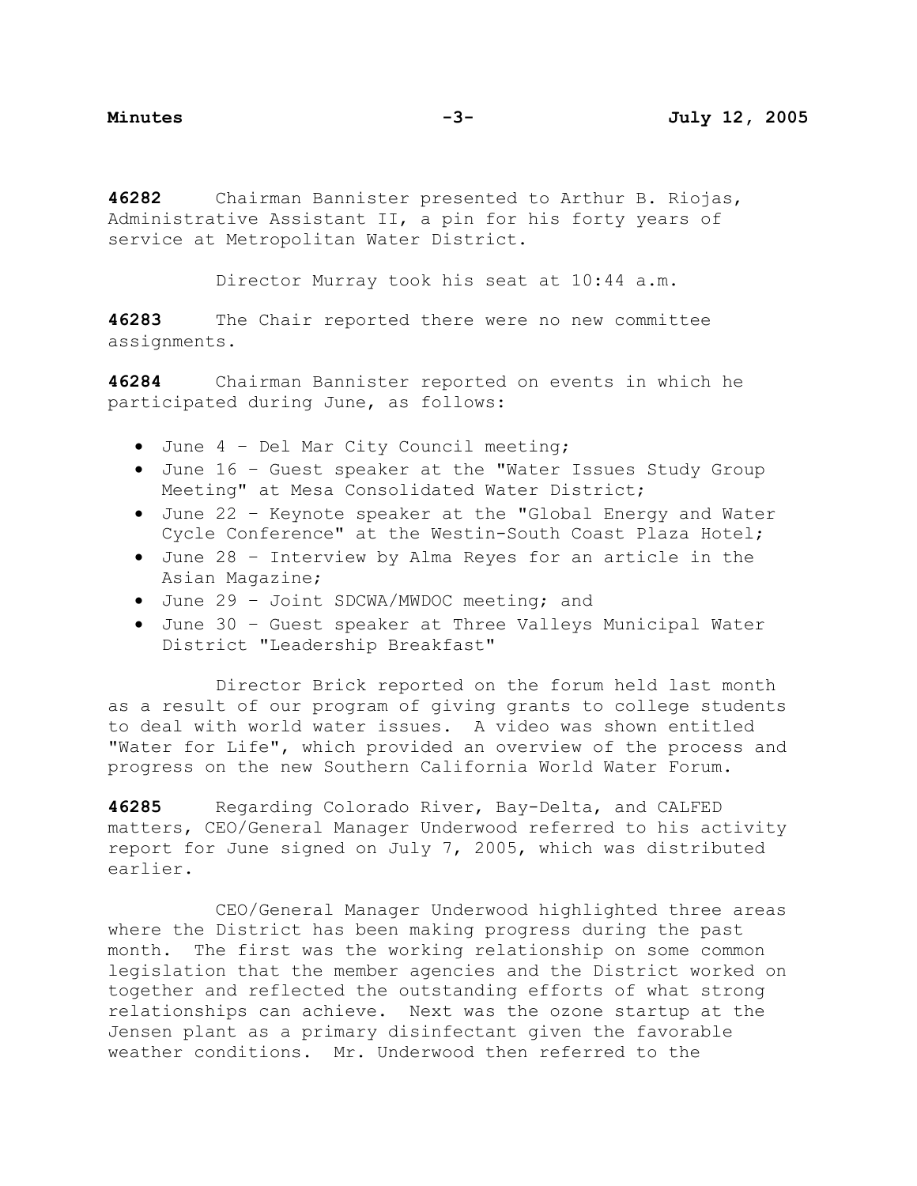**46282** Chairman Bannister presented to Arthur B. Riojas, Administrative Assistant II, a pin for his forty years of service at Metropolitan Water District.

Director Murray took his seat at 10:44 a.m.

**46283** The Chair reported there were no new committee assignments.

**46284** Chairman Bannister reported on events in which he participated during June, as follows:

- June 4 – Del Mar City Council meeting;
- June 16 – Guest speaker at the "Water Issues Study Group Meeting" at Mesa Consolidated Water District;
- June 22 – Keynote speaker at the "Global Energy and Water Cycle Conference" at the Westin-South Coast Plaza Hotel;
- June 28 – Interview by Alma Reyes for an article in the Asian Magazine;
- June 29 – Joint SDCWA/MWDOC meeting; and
- June 30 – Guest speaker at Three Valleys Municipal Water District "Leadership Breakfast"

Director Brick reported on the forum held last month as a result of our program of giving grants to college students to deal with world water issues. A video was shown entitled "Water for Life", which provided an overview of the process and progress on the new Southern California World Water Forum.

**46285** Regarding Colorado River, Bay-Delta, and CALFED matters, CEO/General Manager Underwood referred to his activity report for June signed on July 7, 2005, which was distributed earlier.

CEO/General Manager Underwood highlighted three areas where the District has been making progress during the past month. The first was the working relationship on some common legislation that the member agencies and the District worked on together and reflected the outstanding efforts of what strong relationships can achieve. Next was the ozone startup at the Jensen plant as a primary disinfectant given the favorable weather conditions. Mr. Underwood then referred to the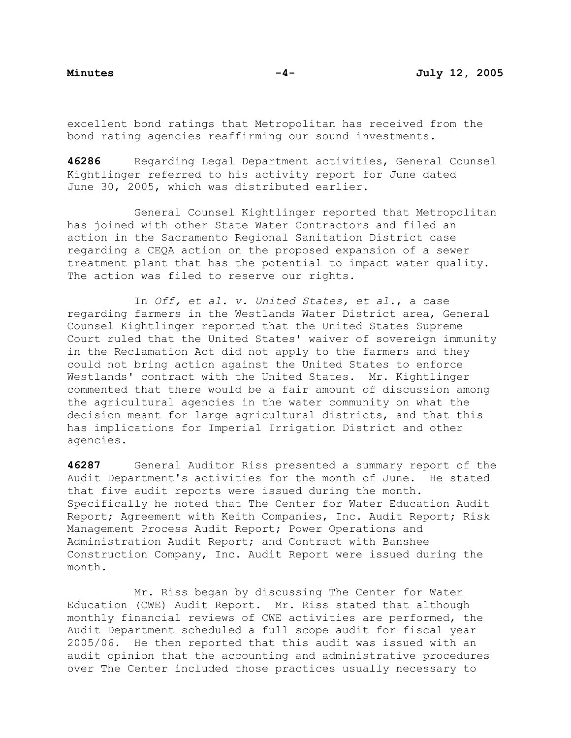excellent bond ratings that Metropolitan has received from the bond rating agencies reaffirming our sound investments.

**46286** Regarding Legal Department activities, General Counsel Kightlinger referred to his activity report for June dated June 30, 2005, which was distributed earlier.

General Counsel Kightlinger reported that Metropolitan has joined with other State Water Contractors and filed an action in the Sacramento Regional Sanitation District case regarding a CEQA action on the proposed expansion of a sewer treatment plant that has the potential to impact water quality. The action was filed to reserve our rights.

In *Off, et al. v. United States, et al.*, a case regarding farmers in the Westlands Water District area, General Counsel Kightlinger reported that the United States Supreme Court ruled that the United States' waiver of sovereign immunity in the Reclamation Act did not apply to the farmers and they could not bring action against the United States to enforce Westlands' contract with the United States. Mr. Kightlinger commented that there would be a fair amount of discussion among the agricultural agencies in the water community on what the decision meant for large agricultural districts, and that this has implications for Imperial Irrigation District and other agencies.

**46287** General Auditor Riss presented a summary report of the Audit Department's activities for the month of June. He stated that five audit reports were issued during the month. Specifically he noted that The Center for Water Education Audit Report; Agreement with Keith Companies, Inc. Audit Report; Risk Management Process Audit Report; Power Operations and Administration Audit Report; and Contract with Banshee Construction Company, Inc. Audit Report were issued during the month.

Mr. Riss began by discussing The Center for Water Education (CWE) Audit Report. Mr. Riss stated that although monthly financial reviews of CWE activities are performed, the Audit Department scheduled a full scope audit for fiscal year 2005/06. He then reported that this audit was issued with an audit opinion that the accounting and administrative procedures over The Center included those practices usually necessary to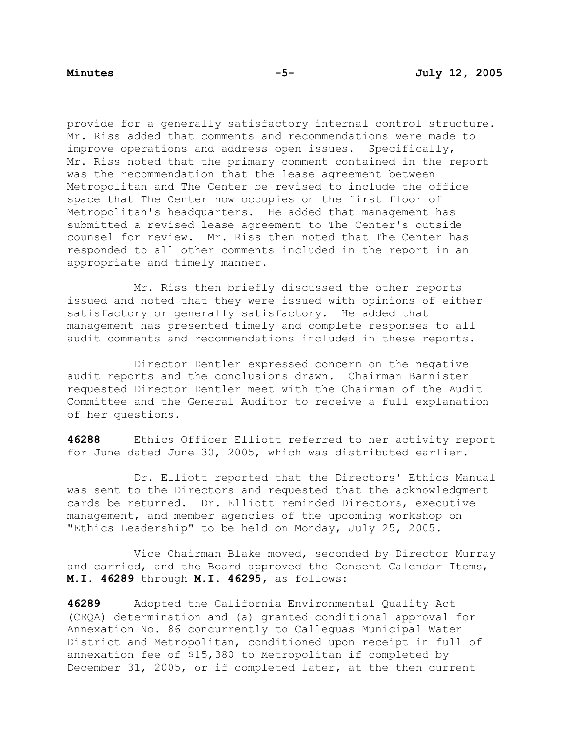provide for a generally satisfactory internal control structure. Mr. Riss added that comments and recommendations were made to improve operations and address open issues. Specifically, Mr. Riss noted that the primary comment contained in the report was the recommendation that the lease agreement between Metropolitan and The Center be revised to include the office space that The Center now occupies on the first floor of Metropolitan's headquarters. He added that management has submitted a revised lease agreement to The Center's outside counsel for review. Mr. Riss then noted that The Center has responded to all other comments included in the report in an appropriate and timely manner.

Mr. Riss then briefly discussed the other reports issued and noted that they were issued with opinions of either satisfactory or generally satisfactory. He added that management has presented timely and complete responses to all audit comments and recommendations included in these reports.

Director Dentler expressed concern on the negative audit reports and the conclusions drawn. Chairman Bannister requested Director Dentler meet with the Chairman of the Audit Committee and the General Auditor to receive a full explanation of her questions.

**46288** Ethics Officer Elliott referred to her activity report for June dated June 30, 2005, which was distributed earlier.

Dr. Elliott reported that the Directors' Ethics Manual was sent to the Directors and requested that the acknowledgment cards be returned. Dr. Elliott reminded Directors, executive management, and member agencies of the upcoming workshop on "Ethics Leadership" to be held on Monday, July 25, 2005.

Vice Chairman Blake moved, seconded by Director Murray and carried, and the Board approved the Consent Calendar Items, **M.I. 46289** through **M.I. 46295**, as follows:

**46289** Adopted the California Environmental Quality Act (CEQA) determination and (a) granted conditional approval for Annexation No. 86 concurrently to Calleguas Municipal Water District and Metropolitan, conditioned upon receipt in full of annexation fee of $15,380 to Metropolitan if completed by December 31, 2005, or if completed later, at the then current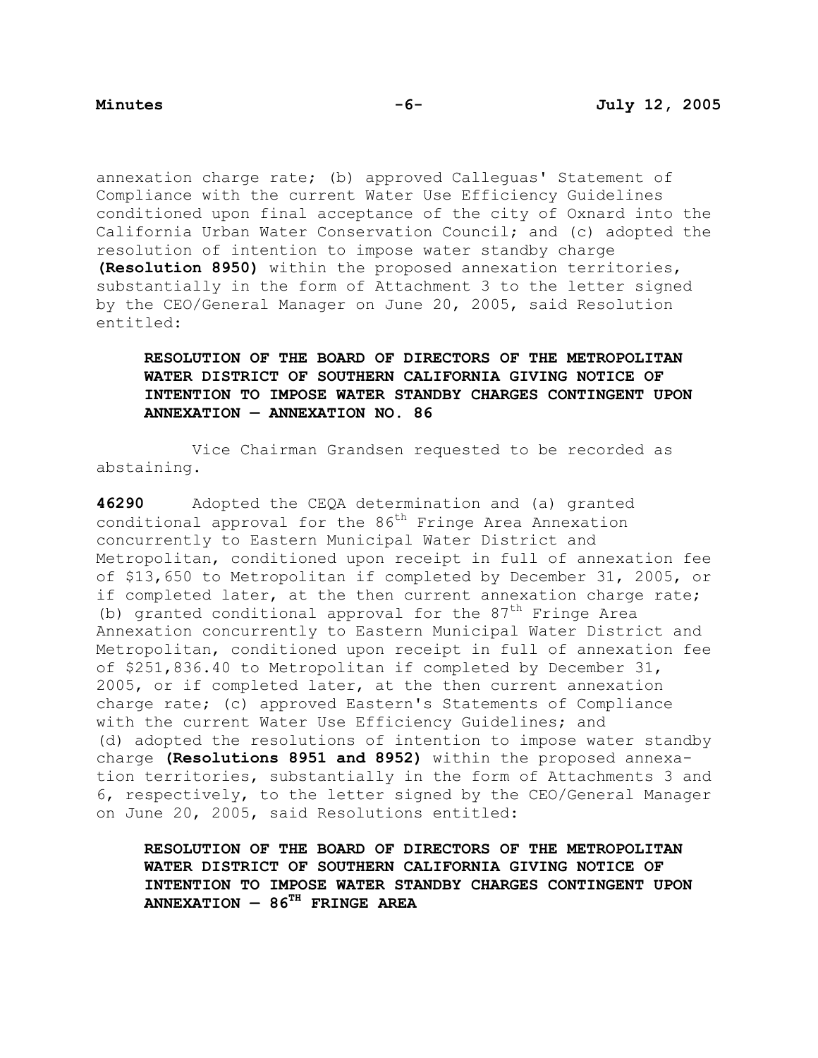annexation charge rate; (b) approved Calleguas' Statement of Compliance with the current Water Use Efficiency Guidelines conditioned upon final acceptance of the city of Oxnard into the California Urban Water Conservation Council; and (c) adopted the resolution of intention to impose water standby charge **(Resolution 8950)** within the proposed annexation territories, substantially in the form of Attachment 3 to the letter signed by the CEO/General Manager on June 20, 2005, said Resolution entitled:

> **RESOLUTION OF THE BOARD OF DIRECTORS OF THE METROPOLITAN WATER DISTRICT OF SOUTHERN CALIFORNIA GIVING NOTICE OF INTENTION TO IMPOSE WATER STANDBY CHARGES CONTINGENT UPON ANNEXATION — ANNEXATION NO. 86**

Vice Chairman Grandsen requested to be recorded as abstaining.

**46290** Adopted the CEQA determination and (a) granted conditional approval for the 86th Fringe Area Annexation concurrently to Eastern Municipal Water District and Metropolitan, conditioned upon receipt in full of annexation fee of $13,650 to Metropolitan if completed by December 31, 2005, or if completed later, at the then current annexation charge rate; (b) granted conditional approval for the 87th Fringe Area Annexation concurrently to Eastern Municipal Water District and Metropolitan, conditioned upon receipt in full of annexation fee of $251,836.40 to Metropolitan if completed by December 31, 2005, or if completed later, at the then current annexation charge rate; (c) approved Eastern's Statements of Compliance with the current Water Use Efficiency Guidelines; and (d) adopted the resolutions of intention to impose water standby charge **(Resolutions 8951 and 8952)** within the proposed annexation territories, substantially in the form of Attachments 3 and 6, respectively, to the letter signed by the CEO/General Manager on June 20, 2005, said Resolutions entitled:

> **RESOLUTION OF THE BOARD OF DIRECTORS OF THE METROPOLITAN WATER DISTRICT OF SOUTHERN CALIFORNIA GIVING NOTICE OF INTENTION TO IMPOSE WATER STANDBY CHARGES CONTINGENT UPON ANNEXATION — 86TH FRINGE AREA**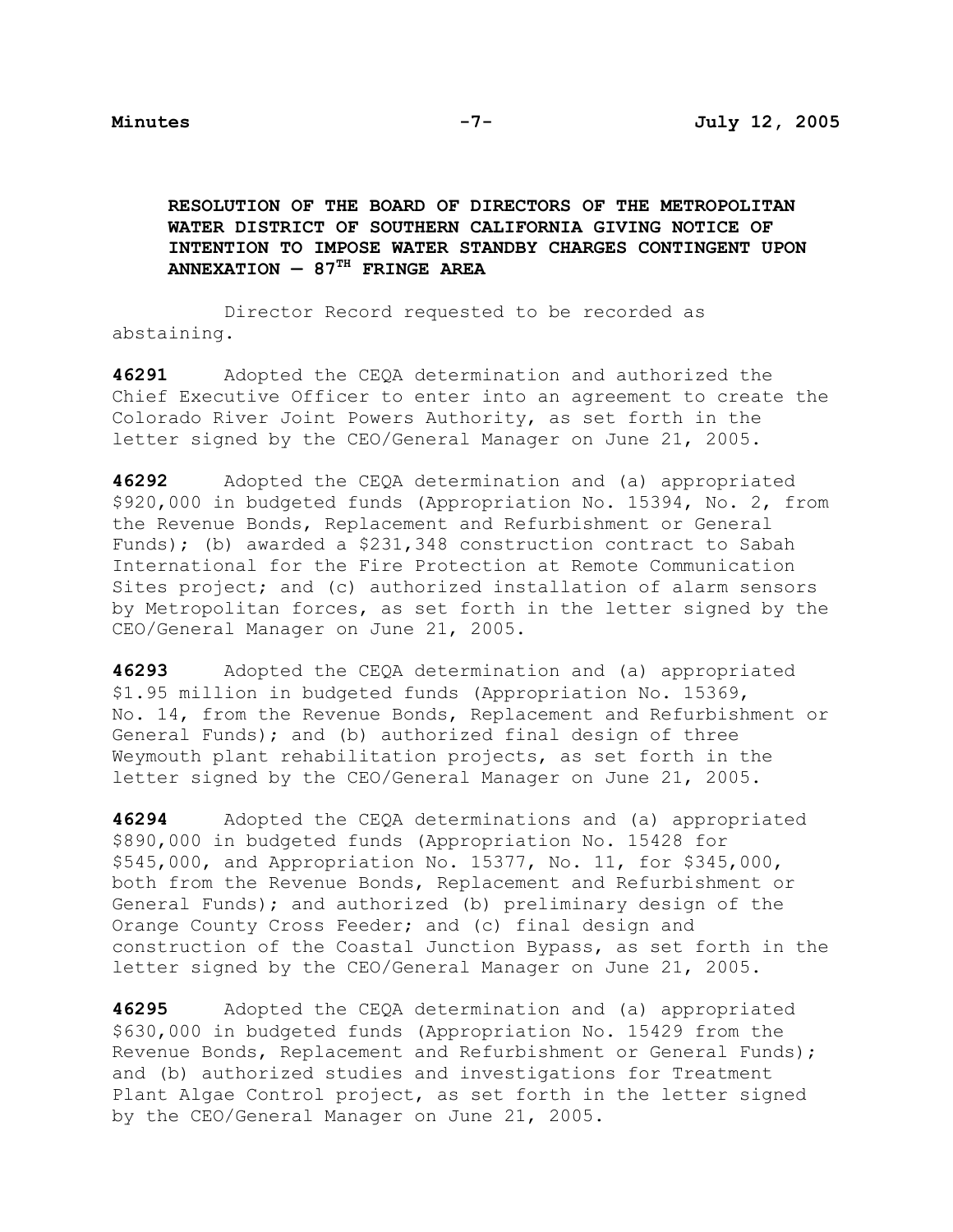**RESOLUTION OF THE BOARD OF DIRECTORS OF THE METROPOLITAN WATER DISTRICT OF SOUTHERN CALIFORNIA GIVING NOTICE OF INTENTION TO IMPOSE WATER STANDBY CHARGES CONTINGENT UPON ANNEXATION — 87TH FRINGE AREA**

Director Record requested to be recorded as abstaining.

**46291** Adopted the CEQA determination and authorized the Chief Executive Officer to enter into an agreement to create the Colorado River Joint Powers Authority, as set forth in the letter signed by the CEO/General Manager on June 21, 2005.

**46292** Adopted the CEQA determination and (a) appropriated $920,000 in budgeted funds (Appropriation No. 15394, No. 2, from the Revenue Bonds, Replacement and Refurbishment or General Funds); (b) awarded a $231,348 construction contract to Sabah International for the Fire Protection at Remote Communication Sites project; and (c) authorized installation of alarm sensors by Metropolitan forces, as set forth in the letter signed by the CEO/General Manager on June 21, 2005.

**46293** Adopted the CEQA determination and (a) appropriated $1.95 million in budgeted funds (Appropriation No. 15369, No. 14, from the Revenue Bonds, Replacement and Refurbishment or General Funds); and (b) authorized final design of three Weymouth plant rehabilitation projects, as set forth in the letter signed by the CEO/General Manager on June 21, 2005.

**46294** Adopted the CEQA determinations and (a) appropriated $890,000 in budgeted funds (Appropriation No. 15428 for $545,000, and Appropriation No. 15377, No. 11, for $345,000, both from the Revenue Bonds, Replacement and Refurbishment or General Funds); and authorized (b) preliminary design of the Orange County Cross Feeder; and (c) final design and construction of the Coastal Junction Bypass, as set forth in the letter signed by the CEO/General Manager on June 21, 2005.

**46295** Adopted the CEQA determination and (a) appropriated $630,000 in budgeted funds (Appropriation No. 15429 from the Revenue Bonds, Replacement and Refurbishment or General Funds); and (b) authorized studies and investigations for Treatment Plant Algae Control project, as set forth in the letter signed by the CEO/General Manager on June 21, 2005.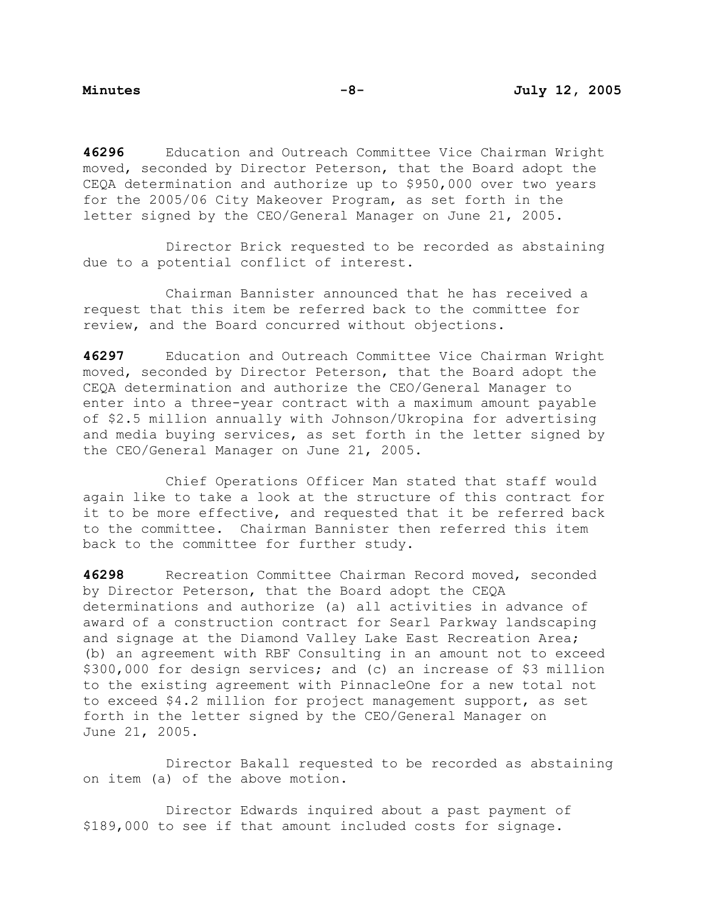**46296** Education and Outreach Committee Vice Chairman Wright moved, seconded by Director Peterson, that the Board adopt the CEQA determination and authorize up to $950,000 over two years for the 2005/06 City Makeover Program, as set forth in the letter signed by the CEO/General Manager on June 21, 2005.

Director Brick requested to be recorded as abstaining due to a potential conflict of interest.

Chairman Bannister announced that he has received a request that this item be referred back to the committee for review, and the Board concurred without objections.

**46297** Education and Outreach Committee Vice Chairman Wright moved, seconded by Director Peterson, that the Board adopt the CEQA determination and authorize the CEO/General Manager to enter into a three-year contract with a maximum amount payable of $2.5 million annually with Johnson/Ukropina for advertising and media buying services, as set forth in the letter signed by the CEO/General Manager on June 21, 2005.

Chief Operations Officer Man stated that staff would again like to take a look at the structure of this contract for it to be more effective, and requested that it be referred back to the committee. Chairman Bannister then referred this item back to the committee for further study.

**46298** Recreation Committee Chairman Record moved, seconded by Director Peterson, that the Board adopt the CEQA determinations and authorize (a) all activities in advance of award of a construction contract for Searl Parkway landscaping and signage at the Diamond Valley Lake East Recreation Area; (b) an agreement with RBF Consulting in an amount not to exceed $300,000 for design services; and (c) an increase of $3 million to the existing agreement with PinnacleOne for a new total not to exceed $4.2 million for project management support, as set forth in the letter signed by the CEO/General Manager on June 21, 2005.

Director Bakall requested to be recorded as abstaining on item (a) of the above motion.

Director Edwards inquired about a past payment of $189,000 to see if that amount included costs for signage.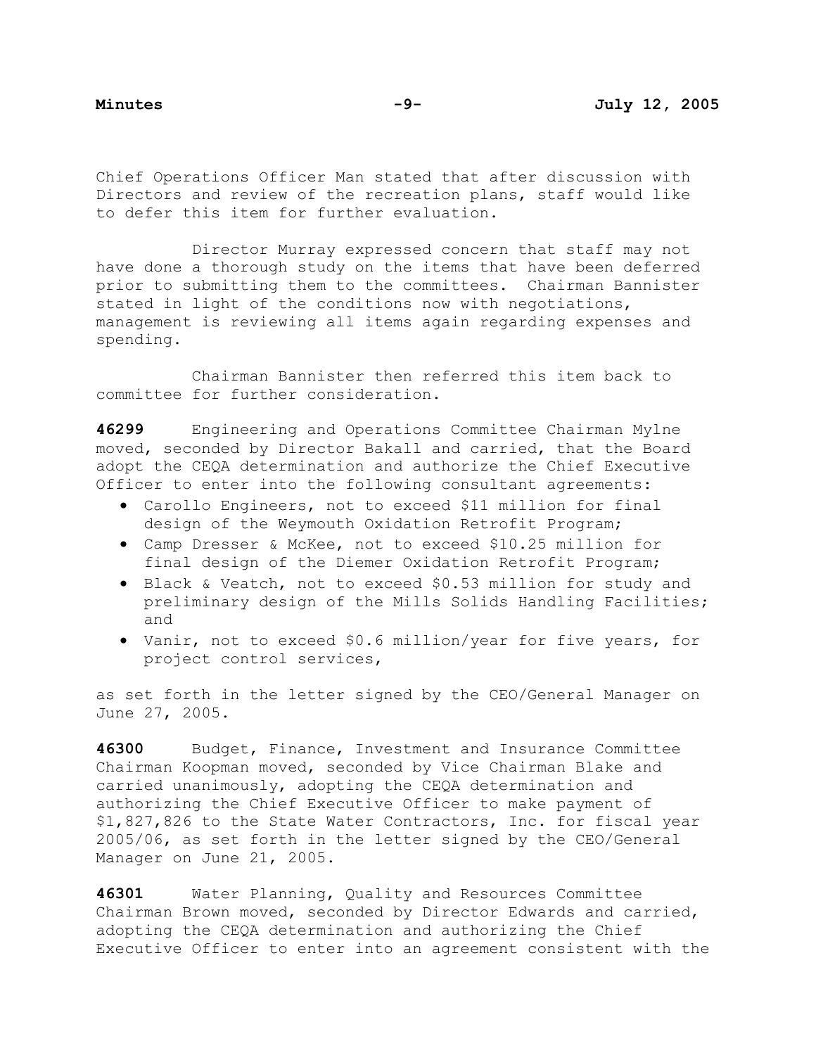Chief Operations Officer Man stated that after discussion with Directors and review of the recreation plans, staff would like to defer this item for further evaluation.

Director Murray expressed concern that staff may not have done a thorough study on the items that have been deferred prior to submitting them to the committees. Chairman Bannister stated in light of the conditions now with negotiations, management is reviewing all items again regarding expenses and spending.

Chairman Bannister then referred this item back to committee for further consideration.

**46299** Engineering and Operations Committee Chairman Mylne moved, seconded by Director Bakall and carried, that the Board adopt the CEQA determination and authorize the Chief Executive Officer to enter into the following consultant agreements:

- Carollo Engineers, not to exceed $11 million for final design of the Weymouth Oxidation Retrofit Program;
- Camp Dresser & McKee, not to exceed $10.25 million for final design of the Diemer Oxidation Retrofit Program;
- Black & Veatch, not to exceed $0.53 million for study and preliminary design of the Mills Solids Handling Facilities; and
- Vanir, not to exceed $0.6 million/year for five years, for project control services,

as set forth in the letter signed by the CEO/General Manager on June 27, 2005.

**46300** Budget, Finance, Investment and Insurance Committee Chairman Koopman moved, seconded by Vice Chairman Blake and carried unanimously, adopting the CEQA determination and authorizing the Chief Executive Officer to make payment of $1,827,826 to the State Water Contractors, Inc. for fiscal year 2005/06, as set forth in the letter signed by the CEO/General Manager on June 21, 2005.

**46301** Water Planning, Quality and Resources Committee Chairman Brown moved, seconded by Director Edwards and carried, adopting the CEQA determination and authorizing the Chief Executive Officer to enter into an agreement consistent with the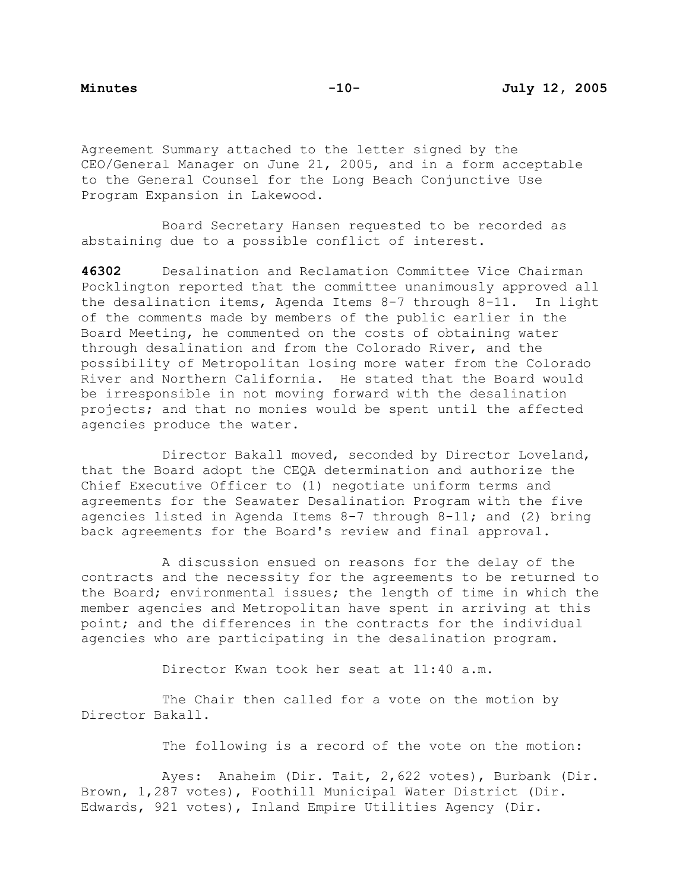Agreement Summary attached to the letter signed by the CEO/General Manager on June 21, 2005, and in a form acceptable to the General Counsel for the Long Beach Conjunctive Use Program Expansion in Lakewood.

Board Secretary Hansen requested to be recorded as abstaining due to a possible conflict of interest.

**46302** Desalination and Reclamation Committee Vice Chairman Pocklington reported that the committee unanimously approved all the desalination items, Agenda Items 8-7 through 8-11. In light of the comments made by members of the public earlier in the Board Meeting, he commented on the costs of obtaining water through desalination and from the Colorado River, and the possibility of Metropolitan losing more water from the Colorado River and Northern California. He stated that the Board would be irresponsible in not moving forward with the desalination projects; and that no monies would be spent until the affected agencies produce the water.

Director Bakall moved, seconded by Director Loveland, that the Board adopt the CEQA determination and authorize the Chief Executive Officer to (1) negotiate uniform terms and agreements for the Seawater Desalination Program with the five agencies listed in Agenda Items 8-7 through 8-11; and (2) bring back agreements for the Board's review and final approval.

A discussion ensued on reasons for the delay of the contracts and the necessity for the agreements to be returned to the Board; environmental issues; the length of time in which the member agencies and Metropolitan have spent in arriving at this point; and the differences in the contracts for the individual agencies who are participating in the desalination program.

Director Kwan took her seat at 11:40 a.m.

The Chair then called for a vote on the motion by Director Bakall.

The following is a record of the vote on the motion:

Ayes: Anaheim (Dir. Tait, 2,622 votes), Burbank (Dir. Brown, 1,287 votes), Foothill Municipal Water District (Dir. Edwards, 921 votes), Inland Empire Utilities Agency (Dir.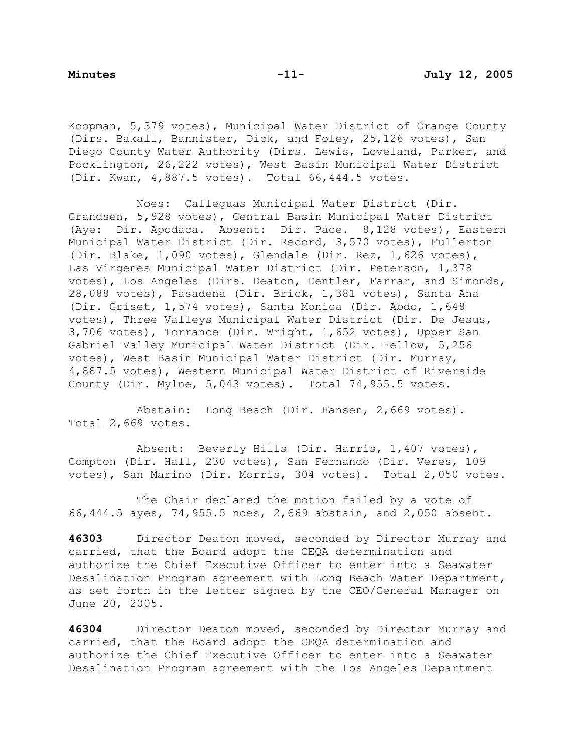Koopman, 5,379 votes), Municipal Water District of Orange County (Dirs. Bakall, Bannister, Dick, and Foley, 25,126 votes), San Diego County Water Authority (Dirs. Lewis, Loveland, Parker, and Pocklington, 26,222 votes), West Basin Municipal Water District (Dir. Kwan, 4,887.5 votes). Total 66,444.5 votes.

Noes: Calleguas Municipal Water District (Dir. Grandsen, 5,928 votes), Central Basin Municipal Water District (Aye: Dir. Apodaca. Absent: Dir. Pace. 8,128 votes), Eastern Municipal Water District (Dir. Record, 3,570 votes), Fullerton (Dir. Blake, 1,090 votes), Glendale (Dir. Rez, 1,626 votes), Las Virgenes Municipal Water District (Dir. Peterson, 1,378 votes), Los Angeles (Dirs. Deaton, Dentler, Farrar, and Simonds, 28,088 votes), Pasadena (Dir. Brick, 1,381 votes), Santa Ana (Dir. Griset, 1,574 votes), Santa Monica (Dir. Abdo, 1,648 votes), Three Valleys Municipal Water District (Dir. De Jesus, 3,706 votes), Torrance (Dir. Wright, 1,652 votes), Upper San Gabriel Valley Municipal Water District (Dir. Fellow, 5,256 votes), West Basin Municipal Water District (Dir. Murray, 4,887.5 votes), Western Municipal Water District of Riverside County (Dir. Mylne, 5,043 votes). Total 74,955.5 votes.

Abstain: Long Beach (Dir. Hansen, 2,669 votes). Total 2,669 votes.

Absent: Beverly Hills (Dir. Harris, 1,407 votes), Compton (Dir. Hall, 230 votes), San Fernando (Dir. Veres, 109 votes), San Marino (Dir. Morris, 304 votes). Total 2,050 votes.

The Chair declared the motion failed by a vote of 66,444.5 ayes, 74,955.5 noes, 2,669 abstain, and 2,050 absent.

**46303** Director Deaton moved, seconded by Director Murray and carried, that the Board adopt the CEQA determination and authorize the Chief Executive Officer to enter into a Seawater Desalination Program agreement with Long Beach Water Department, as set forth in the letter signed by the CEO/General Manager on June 20, 2005.

**46304** Director Deaton moved, seconded by Director Murray and carried, that the Board adopt the CEQA determination and authorize the Chief Executive Officer to enter into a Seawater Desalination Program agreement with the Los Angeles Department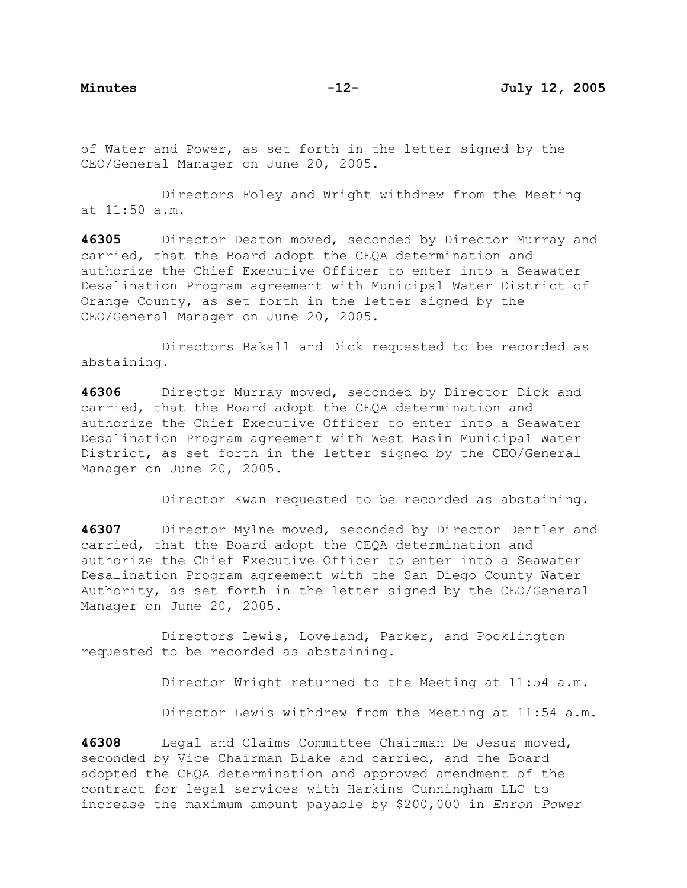of Water and Power, as set forth in the letter signed by the CEO/General Manager on June 20, 2005.

Directors Foley and Wright withdrew from the Meeting at 11:50 a.m.

**46305** Director Deaton moved, seconded by Director Murray and carried, that the Board adopt the CEQA determination and authorize the Chief Executive Officer to enter into a Seawater Desalination Program agreement with Municipal Water District of Orange County, as set forth in the letter signed by the CEO/General Manager on June 20, 2005.

Directors Bakall and Dick requested to be recorded as abstaining.

**46306** Director Murray moved, seconded by Director Dick and carried, that the Board adopt the CEQA determination and authorize the Chief Executive Officer to enter into a Seawater Desalination Program agreement with West Basin Municipal Water District, as set forth in the letter signed by the CEO/General Manager on June 20, 2005.

Director Kwan requested to be recorded as abstaining.

**46307** Director Mylne moved, seconded by Director Dentler and carried, that the Board adopt the CEQA determination and authorize the Chief Executive Officer to enter into a Seawater Desalination Program agreement with the San Diego County Water Authority, as set forth in the letter signed by the CEO/General Manager on June 20, 2005.

Directors Lewis, Loveland, Parker, and Pocklington requested to be recorded as abstaining.

Director Wright returned to the Meeting at 11:54 a.m.

Director Lewis withdrew from the Meeting at 11:54 a.m.

**46308** Legal and Claims Committee Chairman De Jesus moved, seconded by Vice Chairman Blake and carried, and the Board adopted the CEQA determination and approved amendment of the contract for legal services with Harkins Cunningham LLC to increase the maximum amount payable by $200,000 in *Enron Power*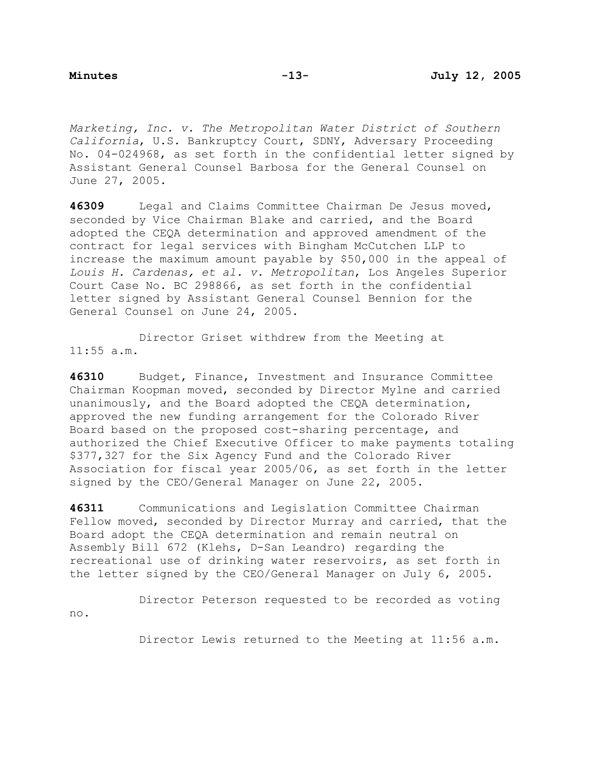*Marketing, Inc. v. The Metropolitan Water District of Southern California*, U.S. Bankruptcy Court, SDNY, Adversary Proceeding No. 04-024968, as set forth in the confidential letter signed by Assistant General Counsel Barbosa for the General Counsel on June 27, 2005.

**46309** Legal and Claims Committee Chairman De Jesus moved, seconded by Vice Chairman Blake and carried, and the Board adopted the CEQA determination and approved amendment of the contract for legal services with Bingham McCutchen LLP to increase the maximum amount payable by $50,000 in the appeal of *Louis H. Cardenas, et al. v. Metropolitan*, Los Angeles Superior Court Case No. BC 298866, as set forth in the confidential letter signed by Assistant General Counsel Bennion for the General Counsel on June 24, 2005.

Director Griset withdrew from the Meeting at 11:55 a.m.

**46310** Budget, Finance, Investment and Insurance Committee Chairman Koopman moved, seconded by Director Mylne and carried unanimously, and the Board adopted the CEQA determination, approved the new funding arrangement for the Colorado River Board based on the proposed cost-sharing percentage, and authorized the Chief Executive Officer to make payments totaling $377,327 for the Six Agency Fund and the Colorado River Association for fiscal year 2005/06, as set forth in the letter signed by the CEO/General Manager on June 22, 2005.

**46311** Communications and Legislation Committee Chairman Fellow moved, seconded by Director Murray and carried, that the Board adopt the CEQA determination and remain neutral on Assembly Bill 672 (Klehs, D-San Leandro) regarding the recreational use of drinking water reservoirs, as set forth in the letter signed by the CEO/General Manager on July 6, 2005.

Director Peterson requested to be recorded as voting no.

Director Lewis returned to the Meeting at 11:56 a.m.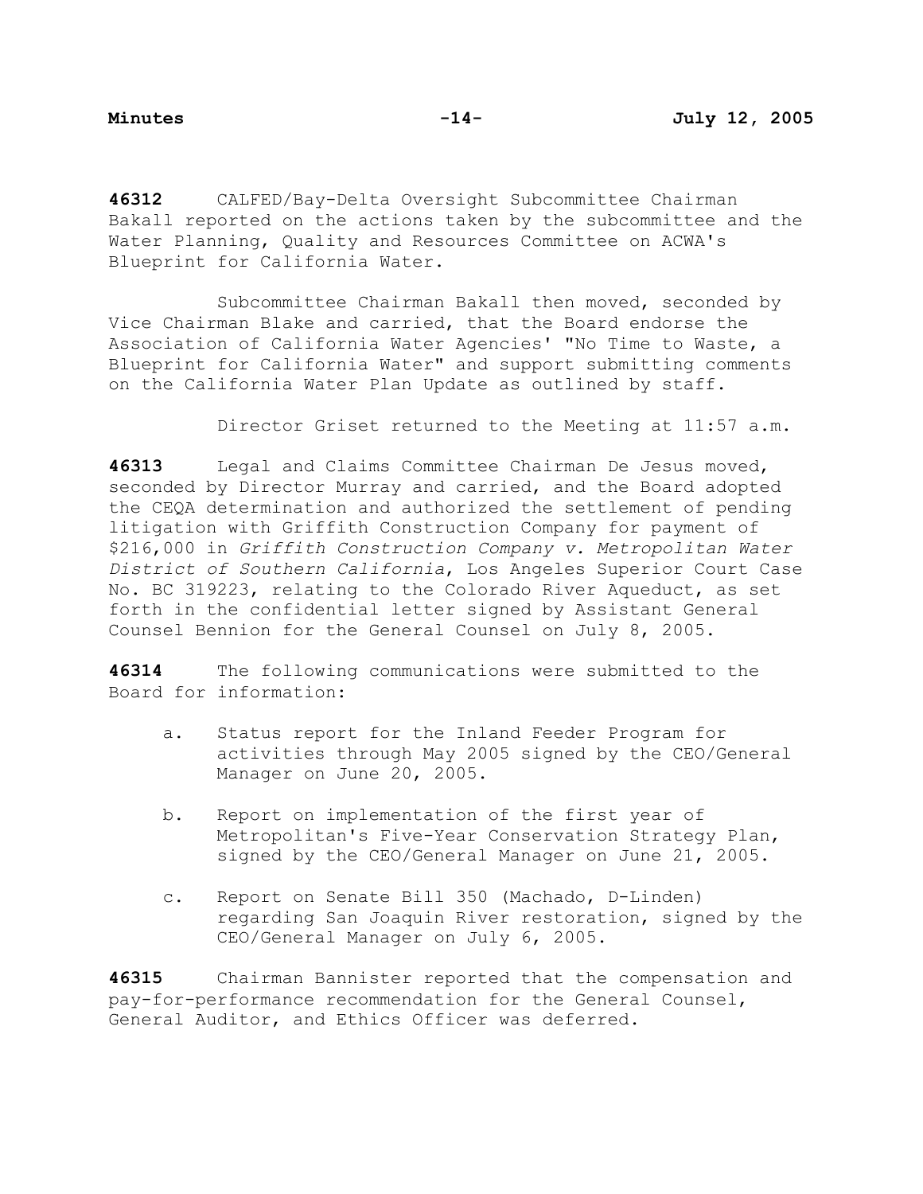**46312** CALFED/Bay-Delta Oversight Subcommittee Chairman Bakall reported on the actions taken by the subcommittee and the Water Planning, Quality and Resources Committee on ACWA's Blueprint for California Water.

Subcommittee Chairman Bakall then moved, seconded by Vice Chairman Blake and carried, that the Board endorse the Association of California Water Agencies' "No Time to Waste, a Blueprint for California Water" and support submitting comments on the California Water Plan Update as outlined by staff.

Director Griset returned to the Meeting at 11:57 a.m.

**46313** Legal and Claims Committee Chairman De Jesus moved, seconded by Director Murray and carried, and the Board adopted the CEQA determination and authorized the settlement of pending litigation with Griffith Construction Company for payment of $216,000 in *Griffith Construction Company v. Metropolitan Water District of Southern California*, Los Angeles Superior Court Case No. BC 319223, relating to the Colorado River Aqueduct, as set forth in the confidential letter signed by Assistant General Counsel Bennion for the General Counsel on July 8, 2005.

**46314** The following communications were submitted to the Board for information:

a. Status report for the Inland Feeder Program for activities through May 2005 signed by the CEO/General Manager on June 20, 2005.

b. Report on implementation of the first year of Metropolitan's Five-Year Conservation Strategy Plan, signed by the CEO/General Manager on June 21, 2005.

c. Report on Senate Bill 350 (Machado, D-Linden) regarding San Joaquin River restoration, signed by the CEO/General Manager on July 6, 2005.

**46315** Chairman Bannister reported that the compensation and pay-for-performance recommendation for the General Counsel, General Auditor, and Ethics Officer was deferred.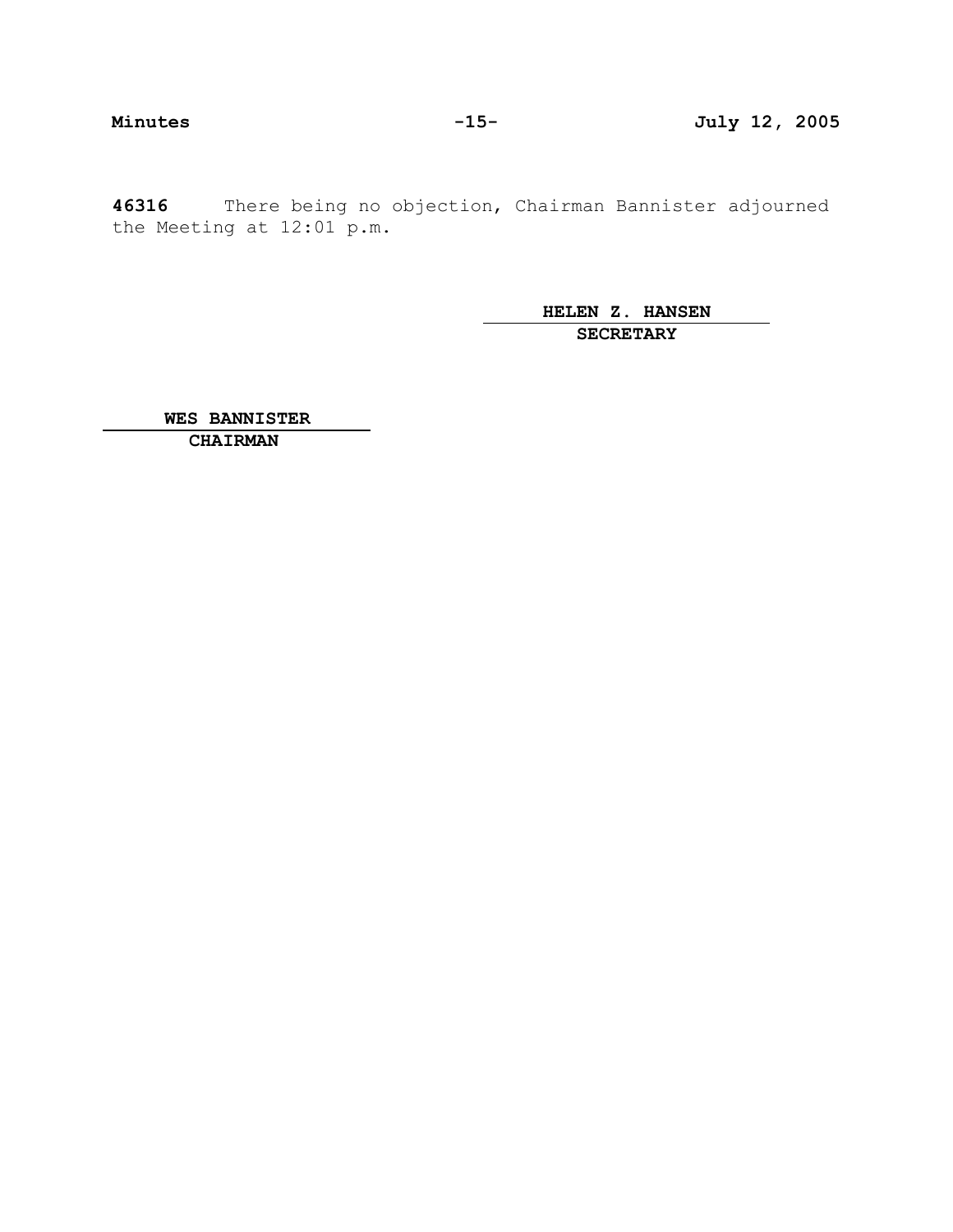**46316** There being no objection, Chairman Bannister adjourned the Meeting at 12:01 p.m.

**HELEN Z. HANSEN**
**SECRETARY**

**WES BANNISTER**
**CHAIRMAN**